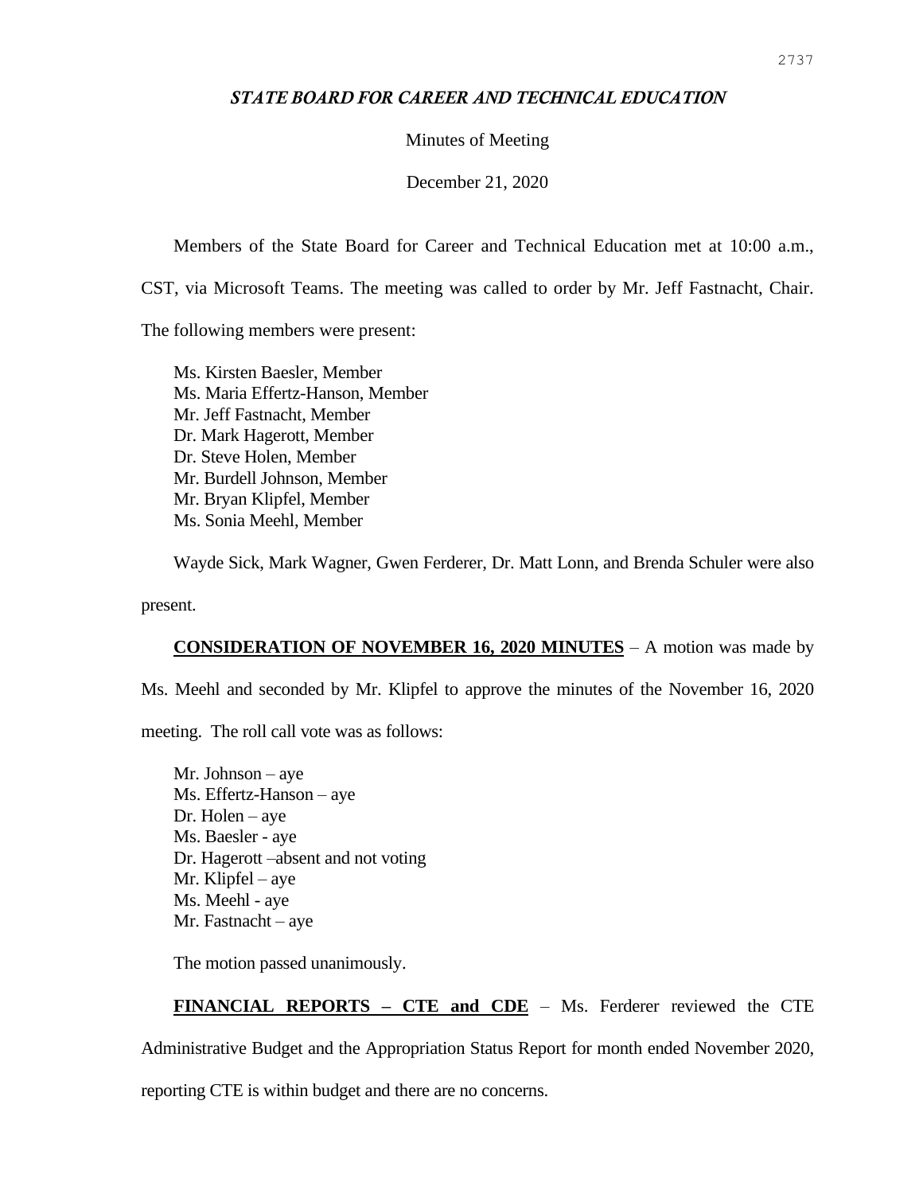***STATE BOARD FOR CAREER AND TECHNICAL EDUCATION***

Minutes of Meeting

December 21, 2020

Members of the State Board for Career and Technical Education met at 10:00 a.m., CST, via Microsoft Teams. The meeting was called to order by Mr. Jeff Fastnacht, Chair. The following members were present:

Ms. Kirsten Baesler, Member
Ms. Maria Effertz-Hanson, Member
Mr. Jeff Fastnacht, Member
Dr. Mark Hagerott, Member
Dr. Steve Holen, Member
Mr. Burdell Johnson, Member
Mr. Bryan Klipfel, Member
Ms. Sonia Meehl, Member

Wayde Sick, Mark Wagner, Gwen Ferderer, Dr. Matt Lonn, and Brenda Schuler were also present.

**CONSIDERATION OF NOVEMBER 16, 2020 MINUTES** – A motion was made by Ms. Meehl and seconded by Mr. Klipfel to approve the minutes of the November 16, 2020 meeting. The roll call vote was as follows:

Mr. Johnson – aye
Ms. Effertz-Hanson – aye
Dr. Holen – aye
Ms. Baesler - aye
Dr. Hagerott –absent and not voting
Mr. Klipfel – aye
Ms. Meehl - aye
Mr. Fastnacht – aye

The motion passed unanimously.

**FINANCIAL REPORTS – CTE and CDE** – Ms. Ferderer reviewed the CTE Administrative Budget and the Appropriation Status Report for month ended November 2020, reporting CTE is within budget and there are no concerns.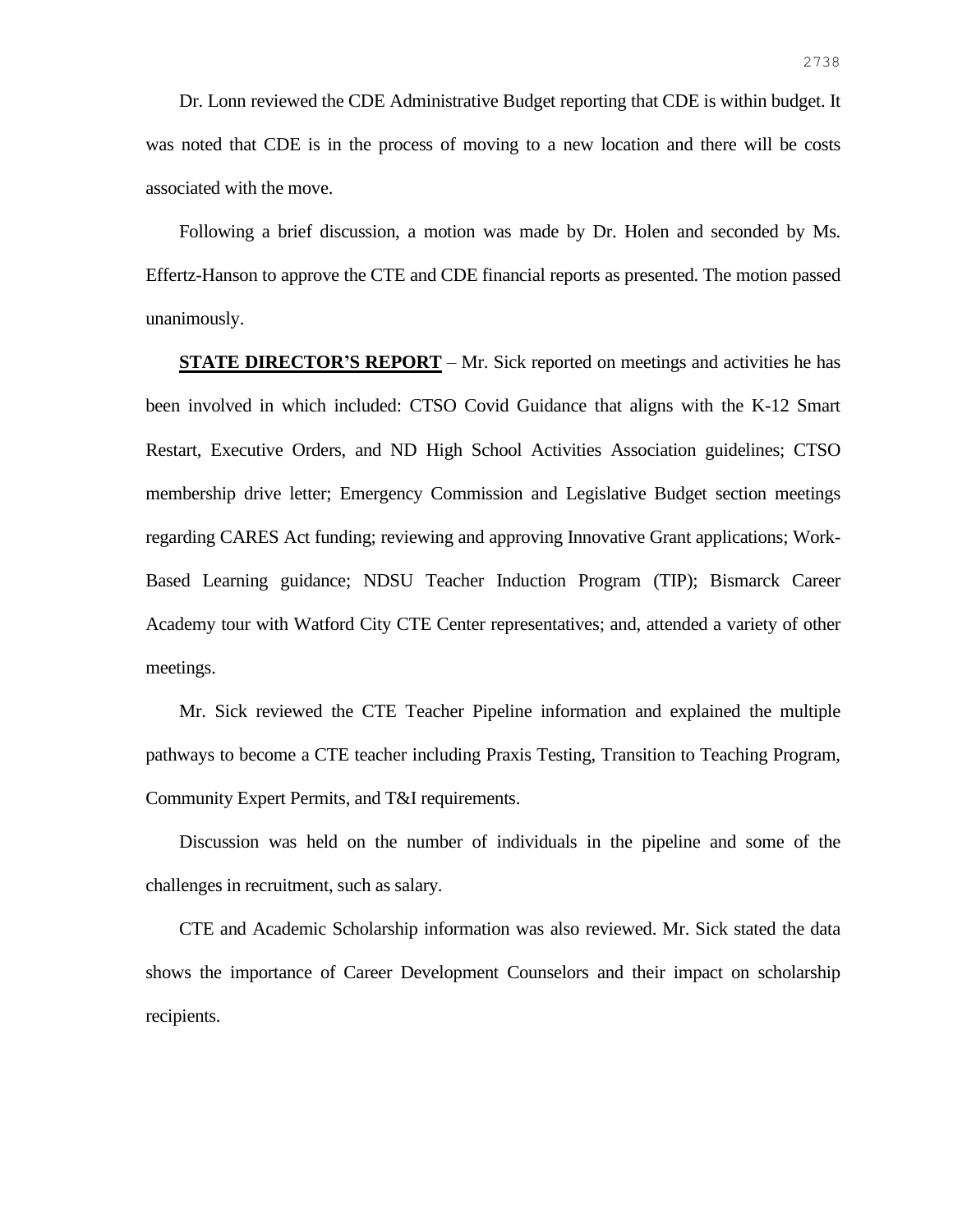Dr. Lonn reviewed the CDE Administrative Budget reporting that CDE is within budget. It was noted that CDE is in the process of moving to a new location and there will be costs associated with the move.

Following a brief discussion, a motion was made by Dr. Holen and seconded by Ms. Effertz-Hanson to approve the CTE and CDE financial reports as presented. The motion passed unanimously.

**STATE DIRECTOR'S REPORT** – Mr. Sick reported on meetings and activities he has been involved in which included: CTSO Covid Guidance that aligns with the K-12 Smart Restart, Executive Orders, and ND High School Activities Association guidelines; CTSO membership drive letter; Emergency Commission and Legislative Budget section meetings regarding CARES Act funding; reviewing and approving Innovative Grant applications; Work-Based Learning guidance; NDSU Teacher Induction Program (TIP); Bismarck Career Academy tour with Watford City CTE Center representatives; and, attended a variety of other meetings.

Mr. Sick reviewed the CTE Teacher Pipeline information and explained the multiple pathways to become a CTE teacher including Praxis Testing, Transition to Teaching Program, Community Expert Permits, and T&I requirements.

Discussion was held on the number of individuals in the pipeline and some of the challenges in recruitment, such as salary.

CTE and Academic Scholarship information was also reviewed. Mr. Sick stated the data shows the importance of Career Development Counselors and their impact on scholarship recipients.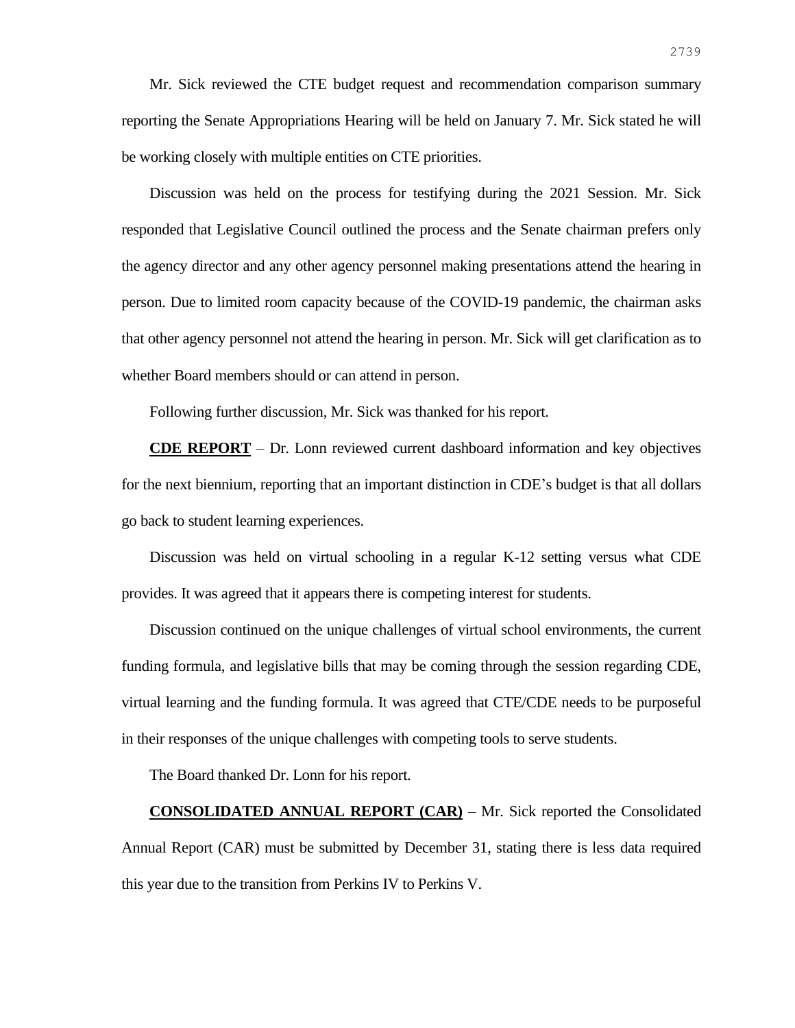Mr. Sick reviewed the CTE budget request and recommendation comparison summary reporting the Senate Appropriations Hearing will be held on January 7. Mr. Sick stated he will be working closely with multiple entities on CTE priorities.

Discussion was held on the process for testifying during the 2021 Session. Mr. Sick responded that Legislative Council outlined the process and the Senate chairman prefers only the agency director and any other agency personnel making presentations attend the hearing in person. Due to limited room capacity because of the COVID-19 pandemic, the chairman asks that other agency personnel not attend the hearing in person. Mr. Sick will get clarification as to whether Board members should or can attend in person.

Following further discussion, Mr. Sick was thanked for his report.

**CDE REPORT** – Dr. Lonn reviewed current dashboard information and key objectives for the next biennium, reporting that an important distinction in CDE's budget is that all dollars go back to student learning experiences.

Discussion was held on virtual schooling in a regular K-12 setting versus what CDE provides. It was agreed that it appears there is competing interest for students.

Discussion continued on the unique challenges of virtual school environments, the current funding formula, and legislative bills that may be coming through the session regarding CDE, virtual learning and the funding formula. It was agreed that CTE/CDE needs to be purposeful in their responses of the unique challenges with competing tools to serve students.

The Board thanked Dr. Lonn for his report.

**CONSOLIDATED ANNUAL REPORT (CAR)** – Mr. Sick reported the Consolidated Annual Report (CAR) must be submitted by December 31, stating there is less data required this year due to the transition from Perkins IV to Perkins V.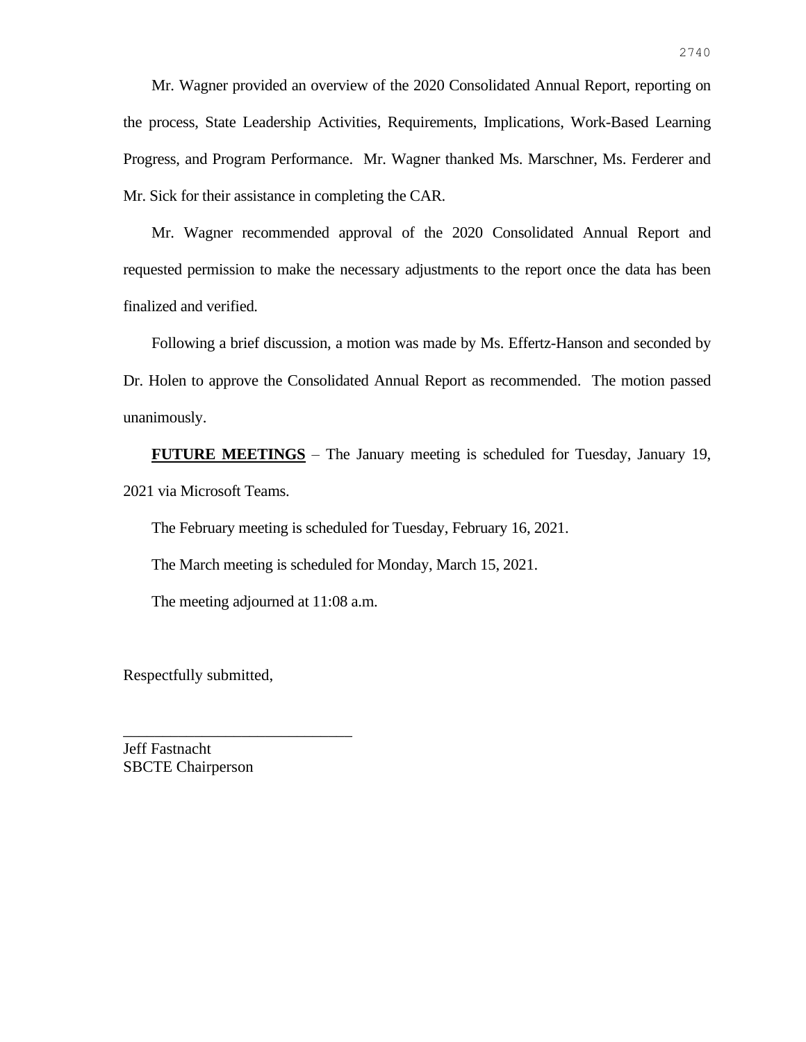Mr. Wagner provided an overview of the 2020 Consolidated Annual Report, reporting on the process, State Leadership Activities, Requirements, Implications, Work-Based Learning Progress, and Program Performance. Mr. Wagner thanked Ms. Marschner, Ms. Ferderer and Mr. Sick for their assistance in completing the CAR.

Mr. Wagner recommended approval of the 2020 Consolidated Annual Report and requested permission to make the necessary adjustments to the report once the data has been finalized and verified.

Following a brief discussion, a motion was made by Ms. Effertz-Hanson and seconded by Dr. Holen to approve the Consolidated Annual Report as recommended. The motion passed unanimously.

**FUTURE MEETINGS** – The January meeting is scheduled for Tuesday, January 19, 2021 via Microsoft Teams.

The February meeting is scheduled for Tuesday, February 16, 2021.

The March meeting is scheduled for Monday, March 15, 2021.

The meeting adjourned at 11:08 a.m.

Respectfully submitted,

\_\_\_\_\_\_\_\_\_\_\_\_\_\_\_\_\_\_\_\_\_\_\_\_\_\_\_\_\_

Jeff Fastnacht
SBCTE Chairperson